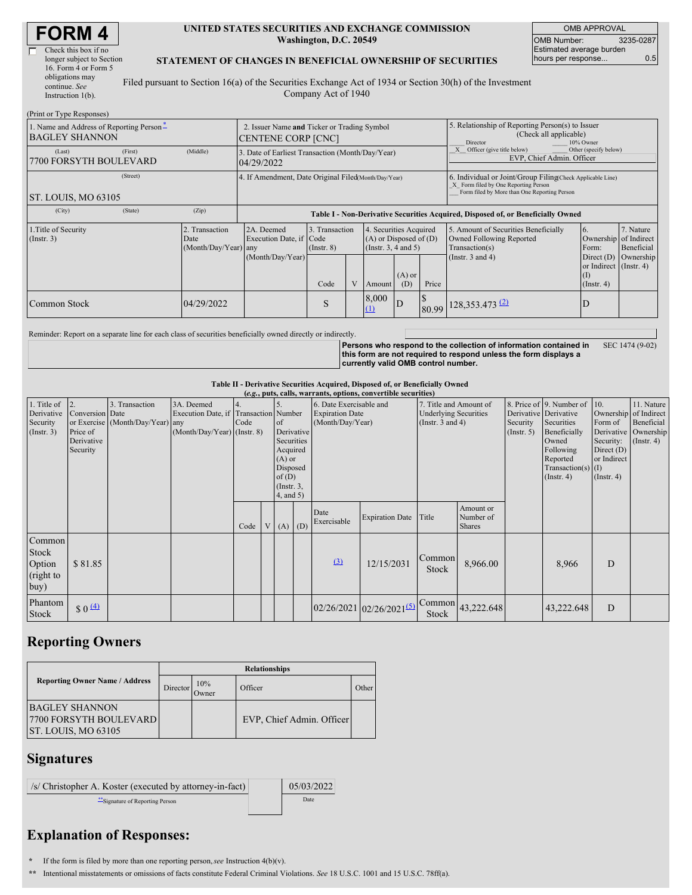# FORM 4

☐ Check this box if no longer subject to Section 16. Form 4 or Form 5 obligations may continue. *See* Instruction 1(b).

**UNITED STATES SECURITIES AND EXCHANGE COMMISSION**
**Washington, D.C. 20549**

**STATEMENT OF CHANGES IN BENEFICIAL OWNERSHIP OF SECURITIES**

Filed pursuant to Section 16(a) of the Securities Exchange Act of 1934 or Section 30(h) of the Investment Company Act of 1940

| OMB APPROVAL | |
|---|---|
| OMB Number: | 3235-0287 |
| Estimated average burden hours per response... | 0.5 |

(Print or Type Responses)

| | | |
|---|---|---|
| 1. Name and Address of Reporting Person* BAGLEY SHANNON | 2. Issuer Name **and** Ticker or Trading Symbol CENTENE CORP [CNC] | 5. Relationship of Reporting Person(s) to Issuer (Check all applicable) ___ Director ___ 10% Owner _X_ Officer (give title below) ___ Other (specify below) EVP, Chief Admin. Officer |
| (Last) (First) (Middle) 7700 FORSYTH BOULEVARD | 3. Date of Earliest Transaction (Month/Day/Year) 04/29/2022 | |
| (Street) ST. LOUIS, MO 63105 | 4. If Amendment, Date Original Filed (Month/Day/Year) | 6. Individual or Joint/Group Filing (Check Applicable Line) _X_ Form filed by One Reporting Person ___ Form filed by More than One Reporting Person |
| (City) (State) (Zip) | | |

**Table I - Non-Derivative Securities Acquired, Disposed of, or Beneficially Owned**

| 1.Title of Security (Instr. 3) | 2. Transaction Date (Month/Day/Year) | 2A. Deemed Execution Date, if any (Month/Day/Year) | 3. Transaction Code (Instr. 8) | | 4. Securities Acquired (A) or Disposed of (D) (Instr. 3, 4 and 5) | | | 5. Amount of Securities Beneficially Owned Following Reported Transaction(s) (Instr. 3 and 4) | 6. Ownership Form: Direct (D) or Indirect (I) (Instr. 4) | 7. Nature of Indirect Beneficial Ownership (Instr. 4) |
|---|---|---|---|---|---|---|---|---|---|---|
| | | | Code | V | Amount | (A) or (D) | Price | | | |
| Common Stock | 04/29/2022 | | S | | 8,000 (1) | D | $ 80.99 | 128,353.473 (2) | D | |

Reminder: Report on a separate line for each class of securities beneficially owned directly or indirectly.

**Persons who respond to the collection of information contained in this form are not required to respond unless the form displays a currently valid OMB control number.** SEC 1474 (9-02)

**Table II - Derivative Securities Acquired, Disposed of, or Beneficially Owned**
***(e.g., puts, calls, warrants, options, convertible securities)***

| 1. Title of Derivative Security (Instr. 3) | 2. Conversion or Exercise Price of Derivative Security | 3. Transaction Date (Month/Day/Year) | 3A. Deemed Execution Date, if any (Month/Day/Year) | 4. Transaction Code (Instr. 8) | | 5. Number of Derivative Securities Acquired (A) or Disposed of (D) (Instr. 3, 4, and 5) | | 6. Date Exercisable and Expiration Date (Month/Day/Year) | | 7. Title and Amount of Underlying Securities (Instr. 3 and 4) | | 8. Price of Derivative Security (Instr. 5) | 9. Number of Derivative Securities Beneficially Owned Following Reported Transaction(s) (Instr. 4) | 10. Ownership Form of Derivative Security: Direct (D) or Indirect (I) (Instr. 4) | 11. Nature of Indirect Beneficial Ownership (Instr. 4) |
|---|---|---|---|---|---|---|---|---|---|---|---|---|---|---|---|
| | | | | Code | V | (A) | (D) | Date Exercisable | Expiration Date | Title | Amount or Number of Shares | | | | |
| Common Stock Option (right to buy) | $ 81.85 | | | | | | | (3) | 12/15/2031 | Common Stock | 8,966.00 | | 8,966 | D | |
| Phantom Stock | $ 0 (4) | | | | | | | 02/26/2021 | 02/26/2021 (5) | Common Stock | 43,222.648 | | 43,222.648 | D | |

## Reporting Owners

| Reporting Owner Name / Address | Relationships | | | |
|---|---|---|---|---|
| | Director | 10% Owner | Officer | Other |
| BAGLEY SHANNON 7700 FORSYTH BOULEVARD ST. LOUIS, MO 63105 | | | EVP, Chief Admin. Officer | |

## Signatures

| | |
|---|---|
| /s/ Christopher A. Koster (executed by attorney-in-fact) | 05/03/2022 |
| **Signature of Reporting Person | Date |

## Explanation of Responses:

\* If the form is filed by more than one reporting person, *see* Instruction 4(b)(v).

\*\* Intentional misstatements or omissions of facts constitute Federal Criminal Violations. *See* 18 U.S.C. 1001 and 15 U.S.C. 78ff(a).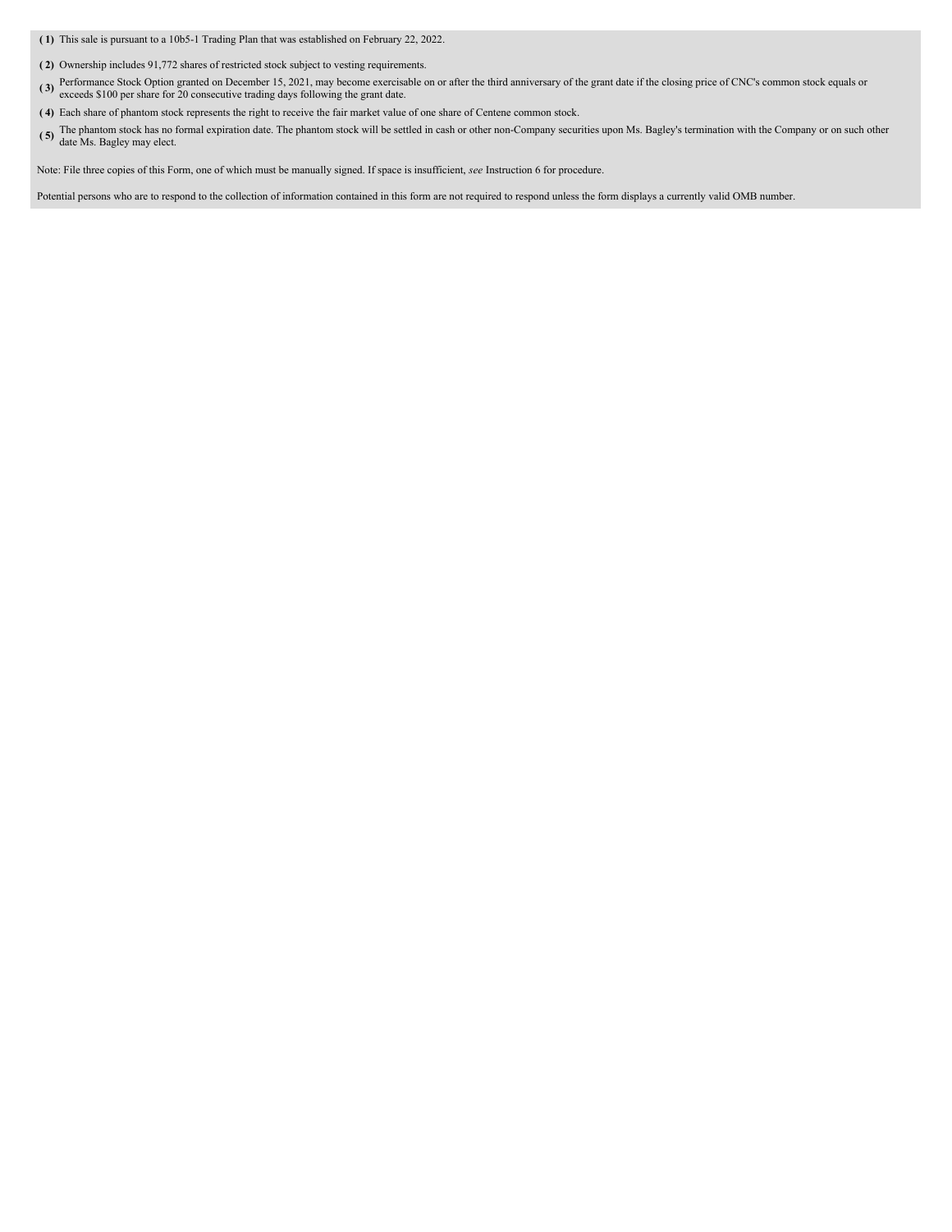**(1)** This sale is pursuant to a 10b5-1 Trading Plan that was established on February 22, 2022.

**(2)** Ownership includes 91,772 shares of restricted stock subject to vesting requirements.

**(3)** Performance Stock Option granted on December 15, 2021, may become exercisable on or after the third anniversary of the grant date if the closing price of CNC's common stock equals or exceeds $100 per share for 20 consecutive trading days following the grant date.

**(4)** Each share of phantom stock represents the right to receive the fair market value of one share of Centene common stock.

**(5)** The phantom stock has no formal expiration date. The phantom stock will be settled in cash or other non-Company securities upon Ms. Bagley's termination with the Company or on such other date Ms. Bagley may elect.

Note: File three copies of this Form, one of which must be manually signed. If space is insufficient, *see* Instruction 6 for procedure.

Potential persons who are to respond to the collection of information contained in this form are not required to respond unless the form displays a currently valid OMB number.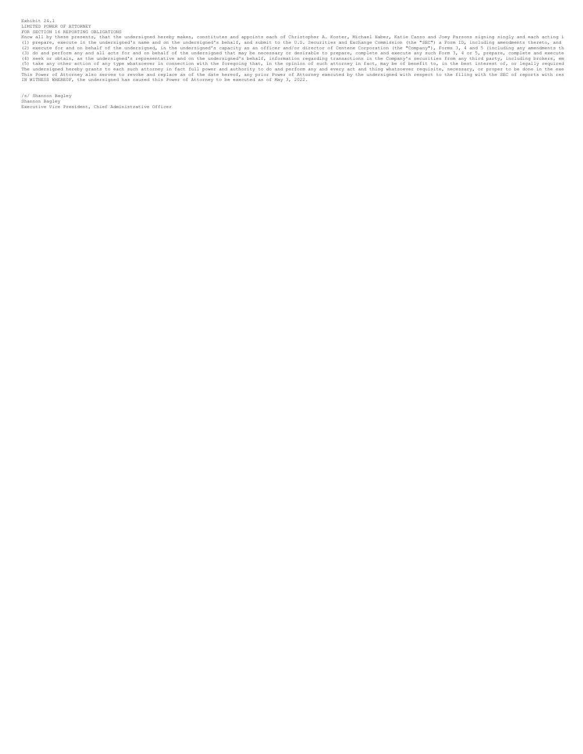Exhibit 24.1
LIMITED POWER OF ATTORNEY
FOR SECTION 16 REPORTING OBLIGATIONS

Know all by these presents, that the undersigned hereby makes, constitutes and appoints each of Christopher A. Koster, Michael Haber, Katie Casso and Joey Parsons signing singly and each acting i
(1) prepare, execute in the undersigned's name and on the undersigned's behalf, and submit to the U.S. Securities and Exchange Commission (the "SEC") a Form ID, including amendments thereto, and
(2) execute for and on behalf of the undersigned, in the undersigned's capacity as an officer and/or director of Centene Corporation (the "Company"), Forms 3, 4 and 5 (including any amendments th
(3) do and perform any and all acts for and on behalf of the undersigned that may be necessary or desirable to prepare, complete and execute any such Form 3, 4 or 5, prepare, complete and execute
(4) seek or obtain, as the undersigned's representative and on the undersigned's behalf, information regarding transactions in the Company's securities from any third party, including brokers, em
(5) take any other action of any type whatsoever in connection with the foregoing that, in the opinion of such attorney in fact, may be of benefit to, in the best interest of, or legally required
The undersigned hereby grants to each such attorney in fact full power and authority to do and perform any and every act and thing whatsoever requisite, necessary, or proper to be done in the exe
This Power of Attorney also serves to revoke and replace as of the date hereof, any prior Power of Attorney executed by the undersigned with respect to the filing with the SEC of reports with res
IN WITNESS WHEREOF, the undersigned has caused this Power of Attorney to be executed as of May 3, 2022.

/s/ Shannon Bagley
Shannon Bagley
Executive Vice President, Chief Administrative Officer